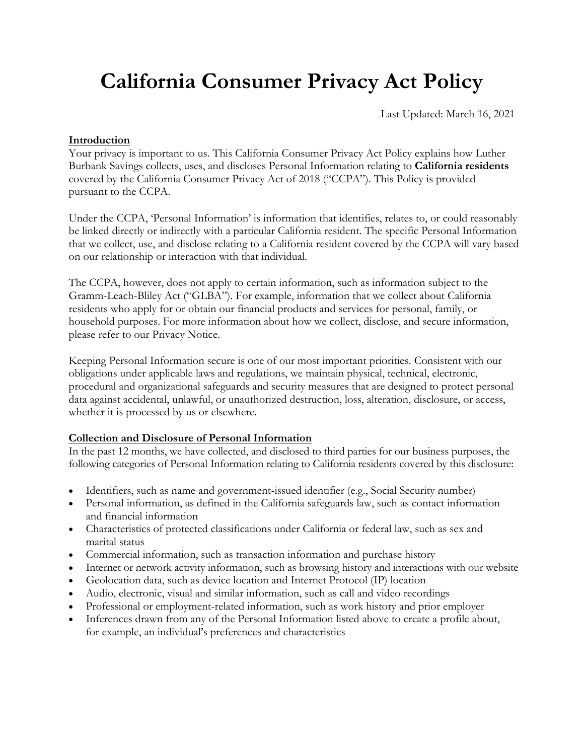# California Consumer Privacy Act Policy

Last Updated: March 16, 2021

**Introduction**

Your privacy is important to us. This California Consumer Privacy Act Policy explains how Luther Burbank Savings collects, uses, and discloses Personal Information relating to **California residents** covered by the California Consumer Privacy Act of 2018 ("CCPA"). This Policy is provided pursuant to the CCPA.

Under the CCPA, 'Personal Information' is information that identifies, relates to, or could reasonably be linked directly or indirectly with a particular California resident. The specific Personal Information that we collect, use, and disclose relating to a California resident covered by the CCPA will vary based on our relationship or interaction with that individual.

The CCPA, however, does not apply to certain information, such as information subject to the Gramm-Leach-Bliley Act ("GLBA"). For example, information that we collect about California residents who apply for or obtain our financial products and services for personal, family, or household purposes. For more information about how we collect, disclose, and secure information, please refer to our Privacy Notice.

Keeping Personal Information secure is one of our most important priorities. Consistent with our obligations under applicable laws and regulations, we maintain physical, technical, electronic, procedural and organizational safeguards and security measures that are designed to protect personal data against accidental, unlawful, or unauthorized destruction, loss, alteration, disclosure, or access, whether it is processed by us or elsewhere.

**Collection and Disclosure of Personal Information**

In the past 12 months, we have collected, and disclosed to third parties for our business purposes, the following categories of Personal Information relating to California residents covered by this disclosure:

- Identifiers, such as name and government-issued identifier (e.g., Social Security number)
- Personal information, as defined in the California safeguards law, such as contact information and financial information
- Characteristics of protected classifications under California or federal law, such as sex and marital status
- Commercial information, such as transaction information and purchase history
- Internet or network activity information, such as browsing history and interactions with our website
- Geolocation data, such as device location and Internet Protocol (IP) location
- Audio, electronic, visual and similar information, such as call and video recordings
- Professional or employment-related information, such as work history and prior employer
- Inferences drawn from any of the Personal Information listed above to create a profile about, for example, an individual's preferences and characteristics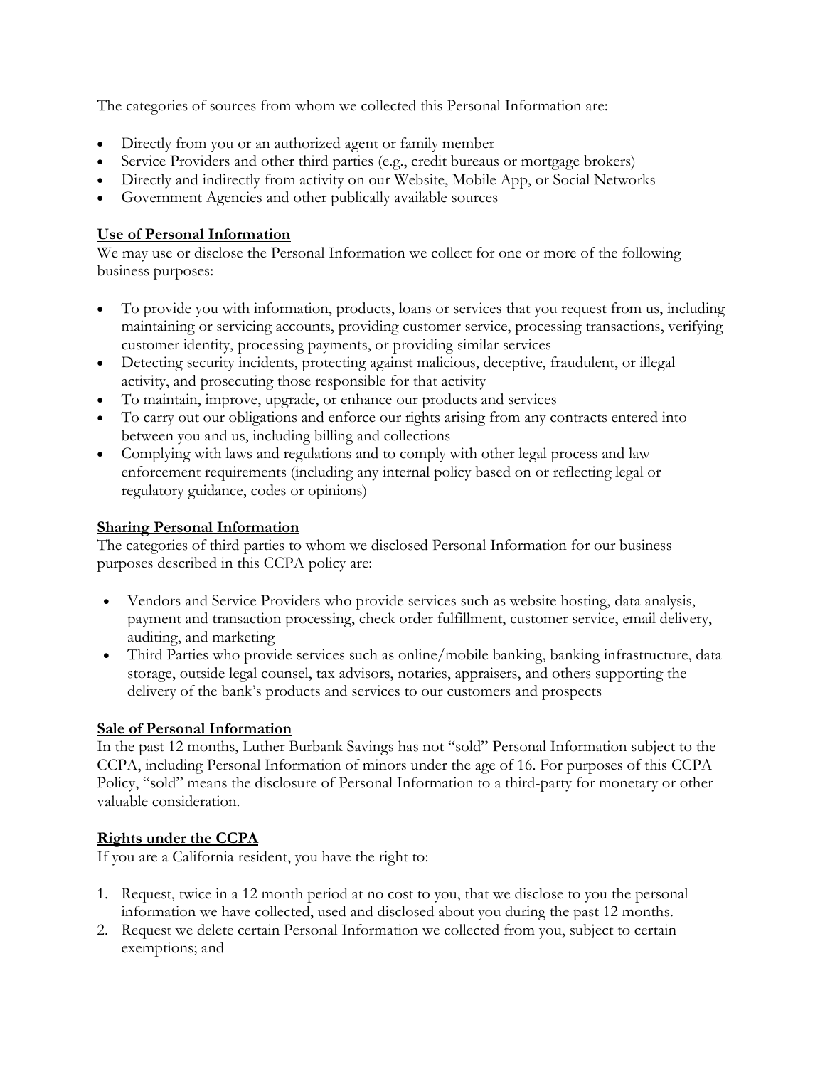The categories of sources from whom we collected this Personal Information are:

- Directly from you or an authorized agent or family member
- Service Providers and other third parties (e.g., credit bureaus or mortgage brokers)
- Directly and indirectly from activity on our Website, Mobile App, or Social Networks
- Government Agencies and other publically available sources

**Use of Personal Information**

We may use or disclose the Personal Information we collect for one or more of the following business purposes:

- To provide you with information, products, loans or services that you request from us, including maintaining or servicing accounts, providing customer service, processing transactions, verifying customer identity, processing payments, or providing similar services
- Detecting security incidents, protecting against malicious, deceptive, fraudulent, or illegal activity, and prosecuting those responsible for that activity
- To maintain, improve, upgrade, or enhance our products and services
- To carry out our obligations and enforce our rights arising from any contracts entered into between you and us, including billing and collections
- Complying with laws and regulations and to comply with other legal process and law enforcement requirements (including any internal policy based on or reflecting legal or regulatory guidance, codes or opinions)

**Sharing Personal Information**

The categories of third parties to whom we disclosed Personal Information for our business purposes described in this CCPA policy are:

- Vendors and Service Providers who provide services such as website hosting, data analysis, payment and transaction processing, check order fulfillment, customer service, email delivery, auditing, and marketing
- Third Parties who provide services such as online/mobile banking, banking infrastructure, data storage, outside legal counsel, tax advisors, notaries, appraisers, and others supporting the delivery of the bank's products and services to our customers and prospects

**Sale of Personal Information**

In the past 12 months, Luther Burbank Savings has not "sold" Personal Information subject to the CCPA, including Personal Information of minors under the age of 16. For purposes of this CCPA Policy, "sold" means the disclosure of Personal Information to a third-party for monetary or other valuable consideration.

**Rights under the CCPA**

If you are a California resident, you have the right to:

1. Request, twice in a 12 month period at no cost to you, that we disclose to you the personal information we have collected, used and disclosed about you during the past 12 months.
2. Request we delete certain Personal Information we collected from you, subject to certain exemptions; and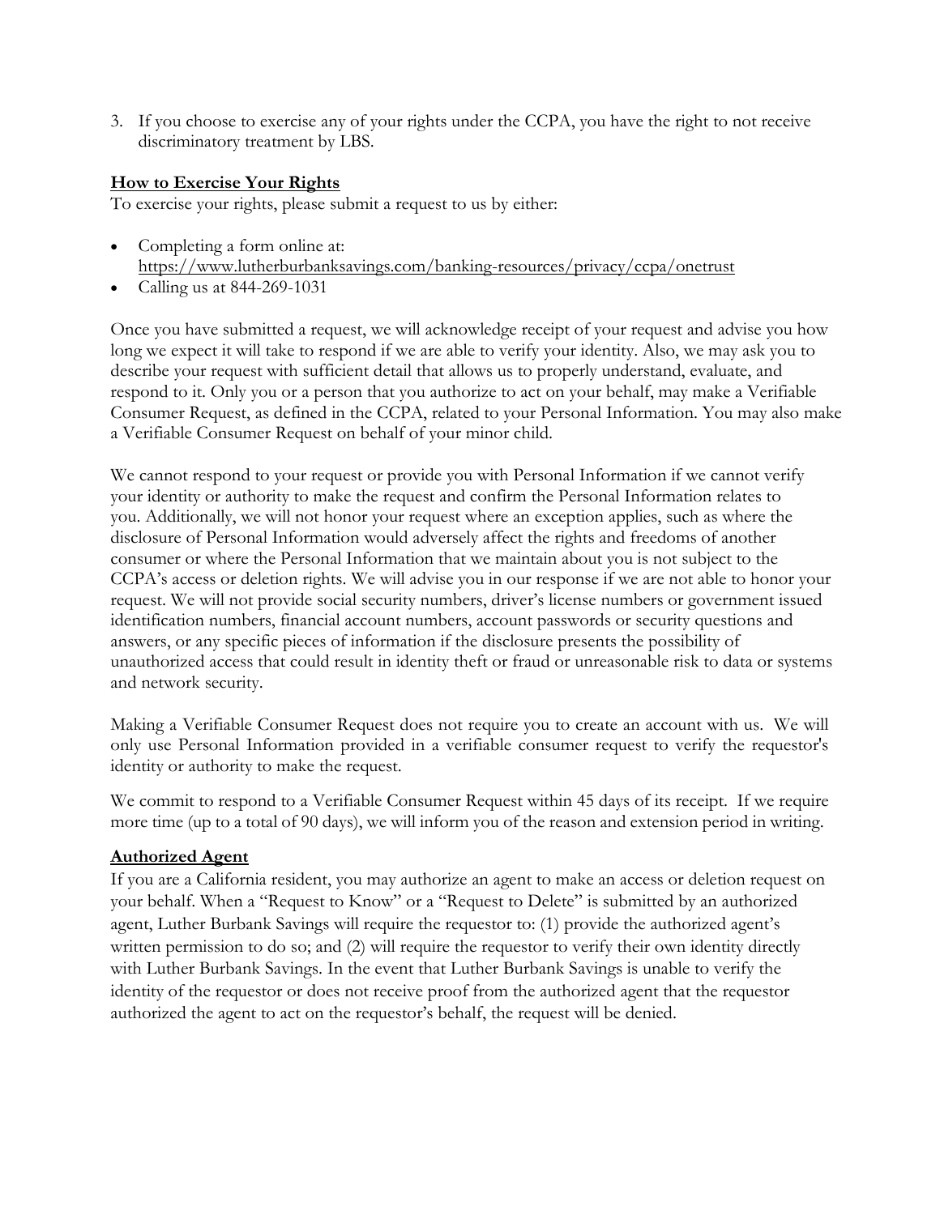3. If you choose to exercise any of your rights under the CCPA, you have the right to not receive discriminatory treatment by LBS.

**How to Exercise Your Rights**

To exercise your rights, please submit a request to us by either:

- Completing a form online at: https://www.lutherburbanksavings.com/banking-resources/privacy/ccpa/onetrust
- Calling us at 844-269-1031

Once you have submitted a request, we will acknowledge receipt of your request and advise you how long we expect it will take to respond if we are able to verify your identity. Also, we may ask you to describe your request with sufficient detail that allows us to properly understand, evaluate, and respond to it. Only you or a person that you authorize to act on your behalf, may make a Verifiable Consumer Request, as defined in the CCPA, related to your Personal Information. You may also make a Verifiable Consumer Request on behalf of your minor child.

We cannot respond to your request or provide you with Personal Information if we cannot verify your identity or authority to make the request and confirm the Personal Information relates to you. Additionally, we will not honor your request where an exception applies, such as where the disclosure of Personal Information would adversely affect the rights and freedoms of another consumer or where the Personal Information that we maintain about you is not subject to the CCPA's access or deletion rights. We will advise you in our response if we are not able to honor your request. We will not provide social security numbers, driver's license numbers or government issued identification numbers, financial account numbers, account passwords or security questions and answers, or any specific pieces of information if the disclosure presents the possibility of unauthorized access that could result in identity theft or fraud or unreasonable risk to data or systems and network security.

Making a Verifiable Consumer Request does not require you to create an account with us. We will only use Personal Information provided in a verifiable consumer request to verify the requestor's identity or authority to make the request.

We commit to respond to a Verifiable Consumer Request within 45 days of its receipt. If we require more time (up to a total of 90 days), we will inform you of the reason and extension period in writing.

**Authorized Agent**

If you are a California resident, you may authorize an agent to make an access or deletion request on your behalf. When a "Request to Know" or a "Request to Delete" is submitted by an authorized agent, Luther Burbank Savings will require the requestor to: (1) provide the authorized agent's written permission to do so; and (2) will require the requestor to verify their own identity directly with Luther Burbank Savings. In the event that Luther Burbank Savings is unable to verify the identity of the requestor or does not receive proof from the authorized agent that the requestor authorized the agent to act on the requestor's behalf, the request will be denied.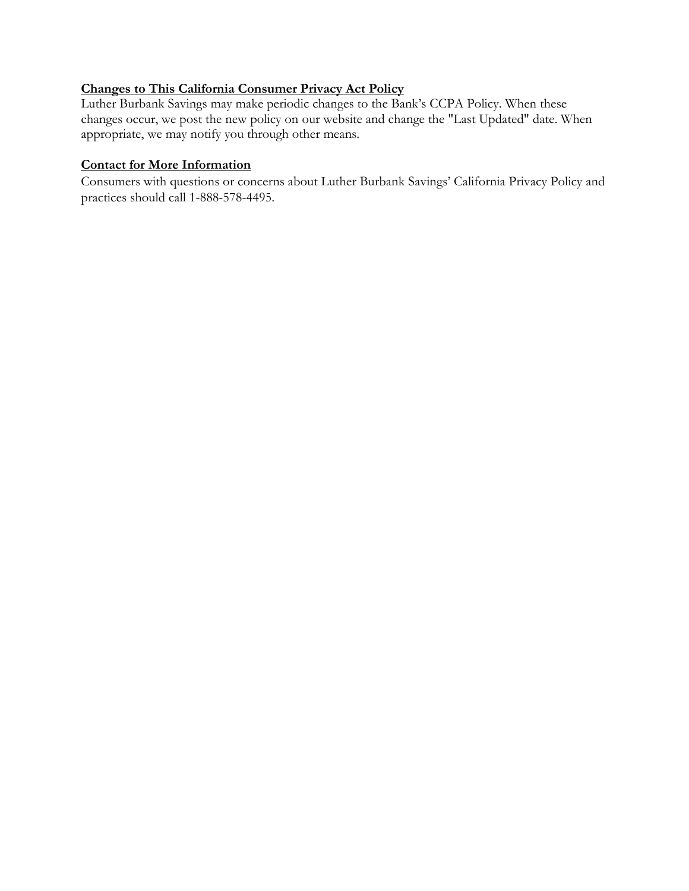## Changes to This California Consumer Privacy Act Policy

Luther Burbank Savings may make periodic changes to the Bank's CCPA Policy. When these changes occur, we post the new policy on our website and change the "Last Updated" date. When appropriate, we may notify you through other means.

## Contact for More Information

Consumers with questions or concerns about Luther Burbank Savings' California Privacy Policy and practices should call 1-888-578-4495.